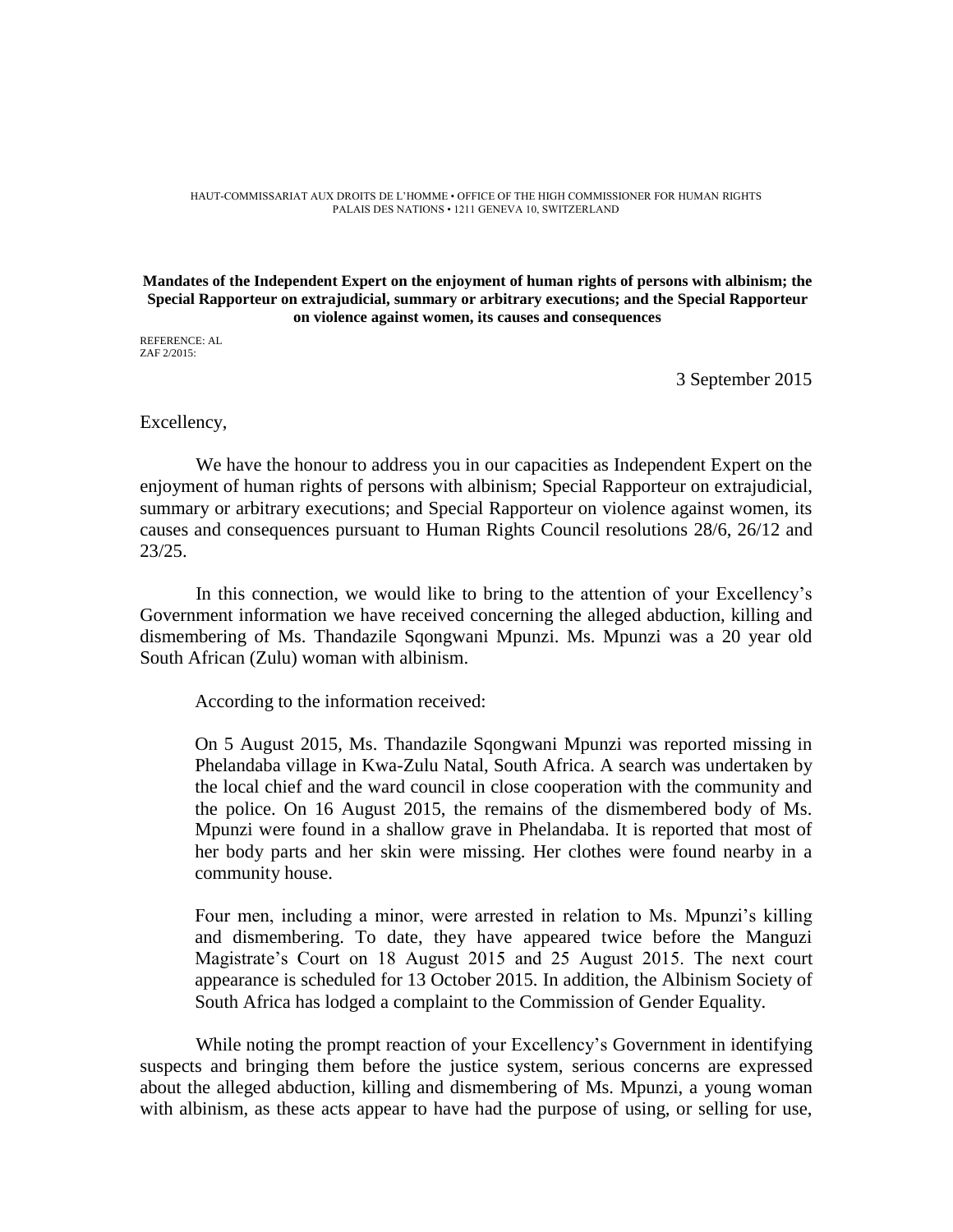HAUT-COMMISSARIAT AUX DROITS DE L'HOMME • OFFICE OF THE HIGH COMMISSIONER FOR HUMAN RIGHTS
PALAIS DES NATIONS • 1211 GENEVA 10, SWITZERLAND

**Mandates of the Independent Expert on the enjoyment of human rights of persons with albinism; the Special Rapporteur on extrajudicial, summary or arbitrary executions; and the Special Rapporteur on violence against women, its causes and consequences**

REFERENCE: AL
ZAF 2/2015:

3 September 2015

Excellency,

We have the honour to address you in our capacities as Independent Expert on the enjoyment of human rights of persons with albinism; Special Rapporteur on extrajudicial, summary or arbitrary executions; and Special Rapporteur on violence against women, its causes and consequences pursuant to Human Rights Council resolutions 28/6, 26/12 and 23/25.

In this connection, we would like to bring to the attention of your Excellency's Government information we have received concerning the alleged abduction, killing and dismembering of Ms. Thandazile Sqongwani Mpunzi. Ms. Mpunzi was a 20 year old South African (Zulu) woman with albinism.

According to the information received:

> On 5 August 2015, Ms. Thandazile Sqongwani Mpunzi was reported missing in Phelandaba village in Kwa-Zulu Natal, South Africa. A search was undertaken by the local chief and the ward council in close cooperation with the community and the police. On 16 August 2015, the remains of the dismembered body of Ms. Mpunzi were found in a shallow grave in Phelandaba. It is reported that most of her body parts and her skin were missing. Her clothes were found nearby in a community house.
>
> Four men, including a minor, were arrested in relation to Ms. Mpunzi's killing and dismembering. To date, they have appeared twice before the Manguzi Magistrate's Court on 18 August 2015 and 25 August 2015. The next court appearance is scheduled for 13 October 2015. In addition, the Albinism Society of South Africa has lodged a complaint to the Commission of Gender Equality.

While noting the prompt reaction of your Excellency's Government in identifying suspects and bringing them before the justice system, serious concerns are expressed about the alleged abduction, killing and dismembering of Ms. Mpunzi, a young woman with albinism, as these acts appear to have had the purpose of using, or selling for use,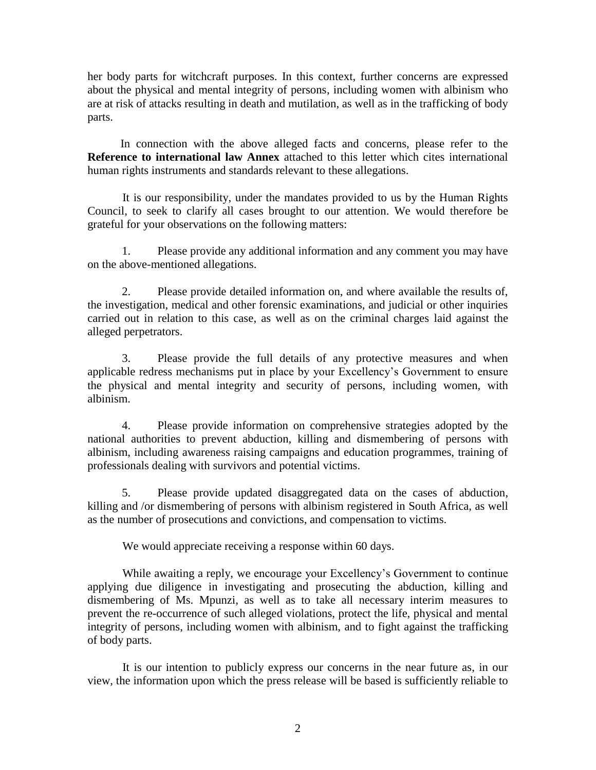her body parts for witchcraft purposes. In this context, further concerns are expressed about the physical and mental integrity of persons, including women with albinism who are at risk of attacks resulting in death and mutilation, as well as in the trafficking of body parts.

In connection with the above alleged facts and concerns, please refer to the **Reference to international law Annex** attached to this letter which cites international human rights instruments and standards relevant to these allegations.

It is our responsibility, under the mandates provided to us by the Human Rights Council, to seek to clarify all cases brought to our attention. We would therefore be grateful for your observations on the following matters:

1. Please provide any additional information and any comment you may have on the above-mentioned allegations.

2. Please provide detailed information on, and where available the results of, the investigation, medical and other forensic examinations, and judicial or other inquiries carried out in relation to this case, as well as on the criminal charges laid against the alleged perpetrators.

3. Please provide the full details of any protective measures and when applicable redress mechanisms put in place by your Excellency's Government to ensure the physical and mental integrity and security of persons, including women, with albinism.

4. Please provide information on comprehensive strategies adopted by the national authorities to prevent abduction, killing and dismembering of persons with albinism, including awareness raising campaigns and education programmes, training of professionals dealing with survivors and potential victims.

5. Please provide updated disaggregated data on the cases of abduction, killing and /or dismembering of persons with albinism registered in South Africa, as well as the number of prosecutions and convictions, and compensation to victims.

We would appreciate receiving a response within 60 days.

While awaiting a reply, we encourage your Excellency's Government to continue applying due diligence in investigating and prosecuting the abduction, killing and dismembering of Ms. Mpunzi, as well as to take all necessary interim measures to prevent the re-occurrence of such alleged violations, protect the life, physical and mental integrity of persons, including women with albinism, and to fight against the trafficking of body parts.

It is our intention to publicly express our concerns in the near future as, in our view, the information upon which the press release will be based is sufficiently reliable to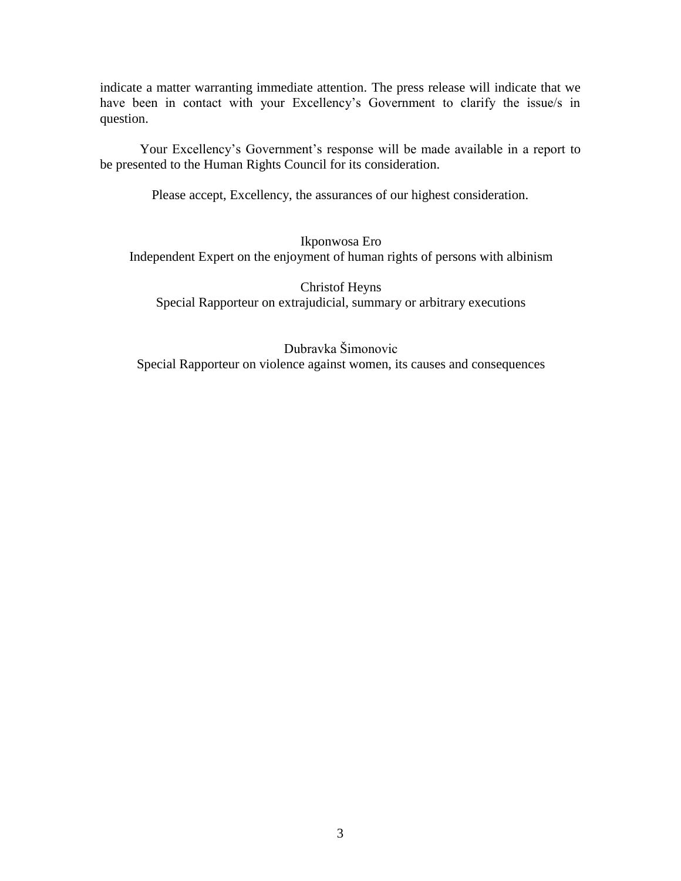indicate a matter warranting immediate attention. The press release will indicate that we have been in contact with your Excellency's Government to clarify the issue/s in question.

Your Excellency's Government's response will be made available in a report to be presented to the Human Rights Council for its consideration.

Please accept, Excellency, the assurances of our highest consideration.

Ikponwosa Ero
Independent Expert on the enjoyment of human rights of persons with albinism

Christof Heyns
Special Rapporteur on extrajudicial, summary or arbitrary executions

Dubravka Šimonovic
Special Rapporteur on violence against women, its causes and consequences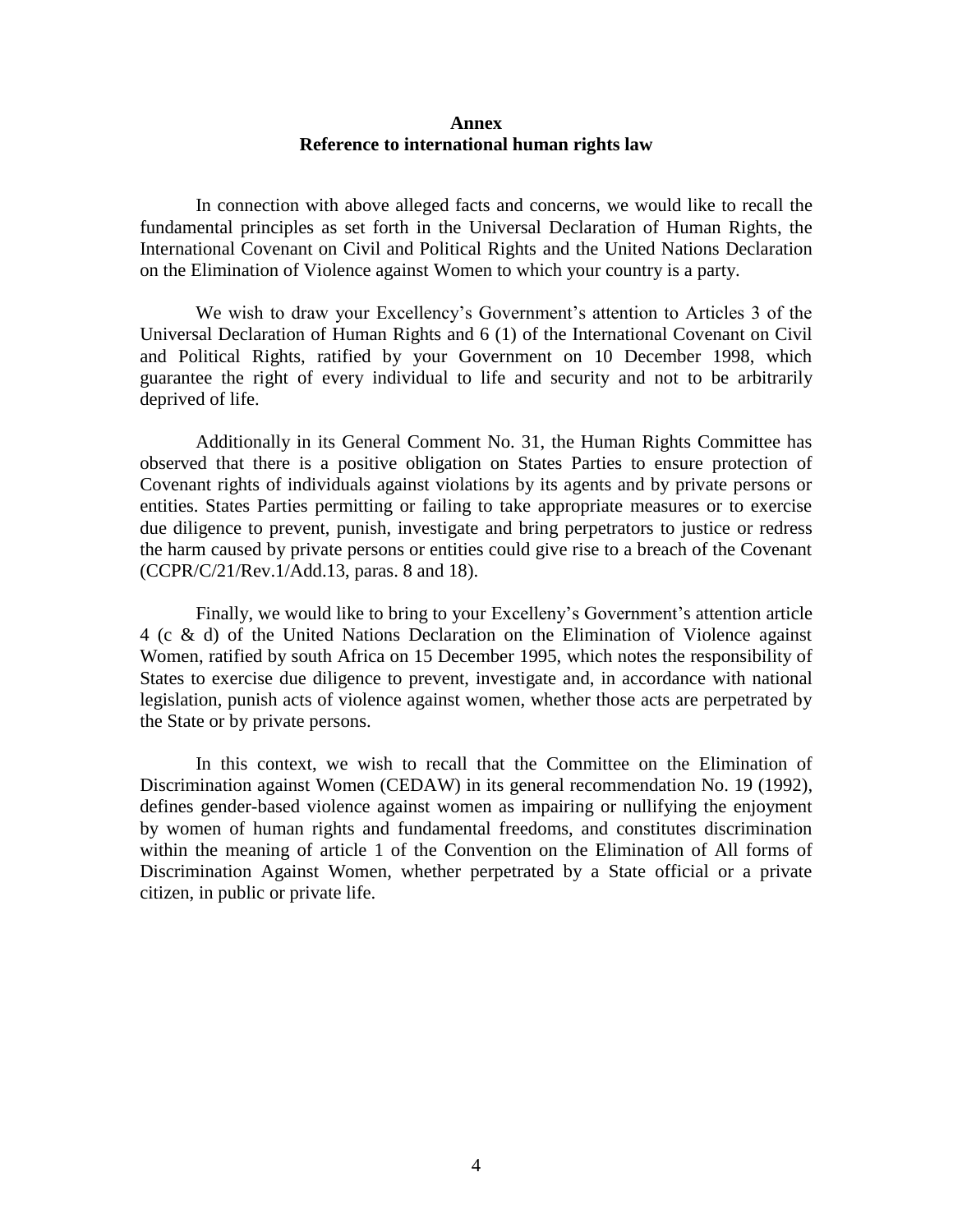**Annex**
**Reference to international human rights law**

In connection with above alleged facts and concerns, we would like to recall the fundamental principles as set forth in the Universal Declaration of Human Rights, the International Covenant on Civil and Political Rights and the United Nations Declaration on the Elimination of Violence against Women to which your country is a party.

We wish to draw your Excellency's Government's attention to Articles 3 of the Universal Declaration of Human Rights and 6 (1) of the International Covenant on Civil and Political Rights, ratified by your Government on 10 December 1998, which guarantee the right of every individual to life and security and not to be arbitrarily deprived of life.

Additionally in its General Comment No. 31, the Human Rights Committee has observed that there is a positive obligation on States Parties to ensure protection of Covenant rights of individuals against violations by its agents and by private persons or entities. States Parties permitting or failing to take appropriate measures or to exercise due diligence to prevent, punish, investigate and bring perpetrators to justice or redress the harm caused by private persons or entities could give rise to a breach of the Covenant (CCPR/C/21/Rev.1/Add.13, paras. 8 and 18).

Finally, we would like to bring to your Excelleny's Government's attention article 4 (c & d) of the United Nations Declaration on the Elimination of Violence against Women, ratified by south Africa on 15 December 1995, which notes the responsibility of States to exercise due diligence to prevent, investigate and, in accordance with national legislation, punish acts of violence against women, whether those acts are perpetrated by the State or by private persons.

In this context, we wish to recall that the Committee on the Elimination of Discrimination against Women (CEDAW) in its general recommendation No. 19 (1992), defines gender-based violence against women as impairing or nullifying the enjoyment by women of human rights and fundamental freedoms, and constitutes discrimination within the meaning of article 1 of the Convention on the Elimination of All forms of Discrimination Against Women, whether perpetrated by a State official or a private citizen, in public or private life.